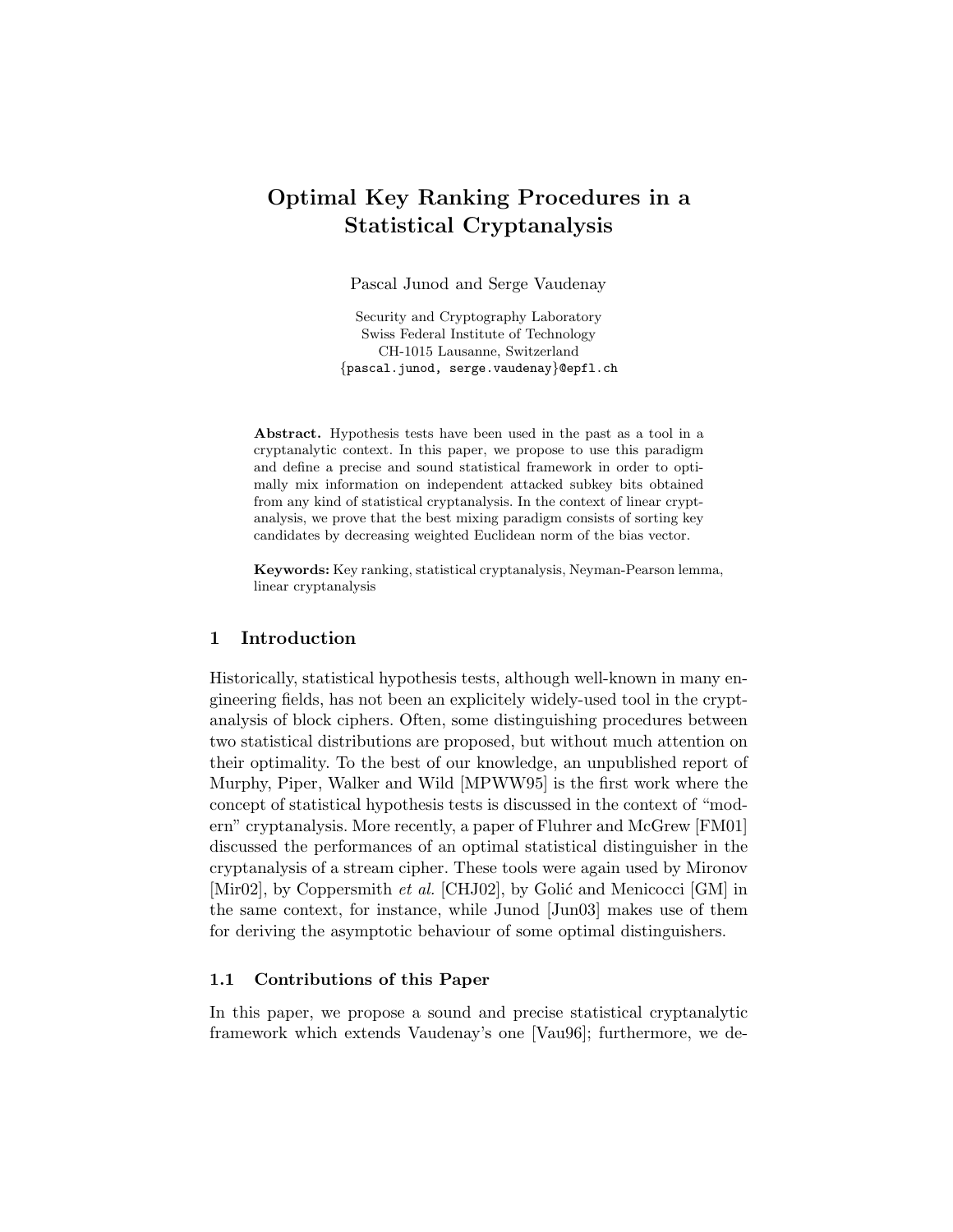# Optimal Key Ranking Procedures in a Statistical Cryptanalysis

Pascal Junod and Serge Vaudenay

Security and Cryptography Laboratory  
Swiss Federal Institute of Technology  
CH-1015 Lausanne, Switzerland  
{pascal.junod, serge.vaudenay}@epfl.ch

**Abstract.** Hypothesis tests have been used in the past as a tool in a cryptanalytic context. In this paper, we propose to use this paradigm and define a precise and sound statistical framework in order to optimally mix information on independent attacked subkey bits obtained from any kind of statistical cryptanalysis. In the context of linear cryptanalysis, we prove that the best mixing paradigm consists of sorting key candidates by decreasing weighted Euclidean norm of the bias vector.

**Keywords:** Key ranking, statistical cryptanalysis, Neyman-Pearson lemma, linear cryptanalysis

## 1 Introduction

Historically, statistical hypothesis tests, although well-known in many engineering fields, has not been an explicitely widely-used tool in the cryptanalysis of block ciphers. Often, some distinguishing procedures between two statistical distributions are proposed, but without much attention on their optimality. To the best of our knowledge, an unpublished report of Murphy, Piper, Walker and Wild [MPWW95] is the first work where the concept of statistical hypothesis tests is discussed in the context of "modern" cryptanalysis. More recently, a paper of Fluhrer and McGrew [FM01] discussed the performances of an optimal statistical distinguisher in the cryptanalysis of a stream cipher. These tools were again used by Mironov [Mir02], by Coppersmith *et al.* [CHJ02], by Golić and Menicocci [GM] in the same context, for instance, while Junod [Jun03] makes use of them for deriving the asymptotic behaviour of some optimal distinguishers.

### 1.1 Contributions of this Paper

In this paper, we propose a sound and precise statistical cryptanalytic framework which extends Vaudenay's one [Vau96]; furthermore, we de-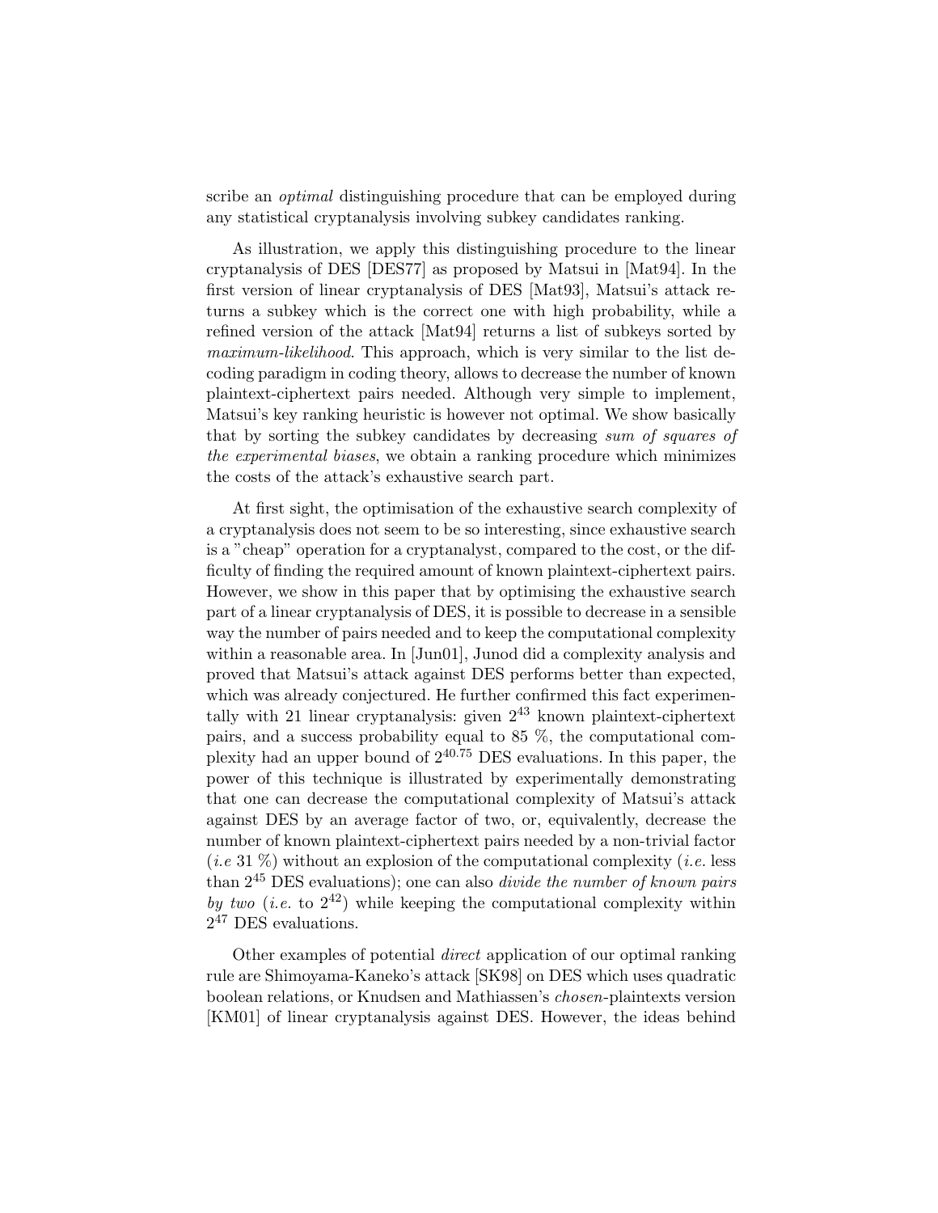scribe an *optimal* distinguishing procedure that can be employed during any statistical cryptanalysis involving subkey candidates ranking.

As illustration, we apply this distinguishing procedure to the linear cryptanalysis of DES [DES77] as proposed by Matsui in [Mat94]. In the first version of linear cryptanalysis of DES [Mat93], Matsui's attack returns a subkey which is the correct one with high probability, while a refined version of the attack [Mat94] returns a list of subkeys sorted by *maximum-likelihood*. This approach, which is very similar to the list decoding paradigm in coding theory, allows to decrease the number of known plaintext-ciphertext pairs needed. Although very simple to implement, Matsui's key ranking heuristic is however not optimal. We show basically that by sorting the subkey candidates by decreasing *sum of squares of the experimental biases*, we obtain a ranking procedure which minimizes the costs of the attack's exhaustive search part.

At first sight, the optimisation of the exhaustive search complexity of a cryptanalysis does not seem to be so interesting, since exhaustive search is a "cheap" operation for a cryptanalyst, compared to the cost, or the difficulty of finding the required amount of known plaintext-ciphertext pairs. However, we show in this paper that by optimising the exhaustive search part of a linear cryptanalysis of DES, it is possible to decrease in a sensible way the number of pairs needed and to keep the computational complexity within a reasonable area. In [Jun01], Junod did a complexity analysis and proved that Matsui's attack against DES performs better than expected, which was already conjectured. He further confirmed this fact experimentally with 21 linear cryptanalysis: given $2^{43}$ known plaintext-ciphertext pairs, and a success probability equal to 85 %, the computational complexity had an upper bound of $2^{40.75}$ DES evaluations. In this paper, the power of this technique is illustrated by experimentally demonstrating that one can decrease the computational complexity of Matsui's attack against DES by an average factor of two, or, equivalently, decrease the number of known plaintext-ciphertext pairs needed by a non-trivial factor (*i.e* 31 %) without an explosion of the computational complexity (*i.e.* less than $2^{45}$ DES evaluations); one can also *divide the number of known pairs by two* (*i.e.* to $2^{42}$) while keeping the computational complexity within $2^{47}$ DES evaluations.

Other examples of potential *direct* application of our optimal ranking rule are Shimoyama-Kaneko's attack [SK98] on DES which uses quadratic boolean relations, or Knudsen and Mathiassen's *chosen*-plaintexts version [KM01] of linear cryptanalysis against DES. However, the ideas behind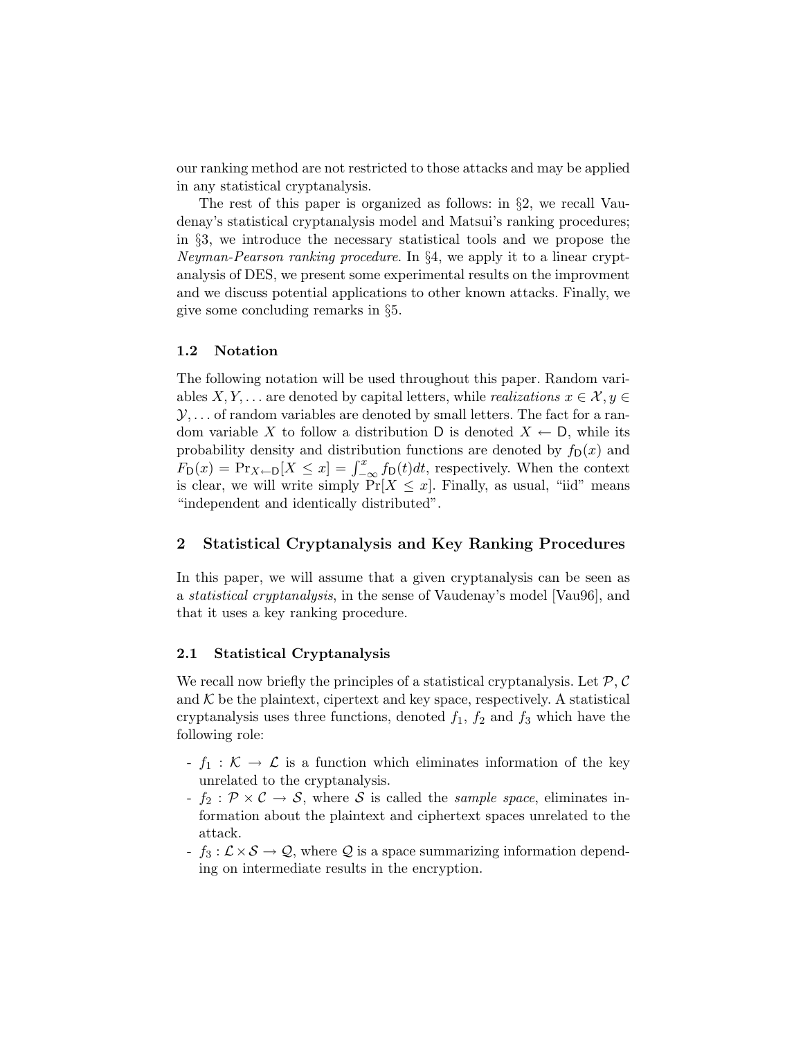our ranking method are not restricted to those attacks and may be applied in any statistical cryptanalysis.

The rest of this paper is organized as follows: in §2, we recall Vaudenay's statistical cryptanalysis model and Matsui's ranking procedures; in §3, we introduce the necessary statistical tools and we propose the *Neyman-Pearson ranking procedure*. In §4, we apply it to a linear cryptanalysis of DES, we present some experimental results on the improvment and we discuss potential applications to other known attacks. Finally, we give some concluding remarks in §5.

### 1.2 Notation

The following notation will be used throughout this paper. Random variables $X, Y, \ldots$ are denoted by capital letters, while *realizations* $x \in \mathcal{X}, y \in \mathcal{Y}, \ldots$ of random variables are denoted by small letters. The fact for a random variable $X$ to follow a distribution $\mathsf{D}$ is denoted $X \leftarrow \mathsf{D}$, while its probability density and distribution functions are denoted by $f_{\mathsf{D}}(x)$ and $F_{\mathsf{D}}(x) = \Pr_{X \leftarrow \mathsf{D}}[X \leq x] = \int_{-\infty}^{x} f_{\mathsf{D}}(t)dt$, respectively. When the context is clear, we will write simply $\Pr[X \leq x]$. Finally, as usual, "iid" means "independent and identically distributed".

## 2 Statistical Cryptanalysis and Key Ranking Procedures

In this paper, we will assume that a given cryptanalysis can be seen as a *statistical cryptanalysis*, in the sense of Vaudenay's model [Vau96], and that it uses a key ranking procedure.

### 2.1 Statistical Cryptanalysis

We recall now briefly the principles of a statistical cryptanalysis. Let $\mathcal{P}, \mathcal{C}$ and $\mathcal{K}$ be the plaintext, cipertext and key space, respectively. A statistical cryptanalysis uses three functions, denoted $f_1$, $f_2$ and $f_3$ which have the following role:

- $f_1 : \mathcal{K} \rightarrow \mathcal{L}$ is a function which eliminates information of the key unrelated to the cryptanalysis.
- $f_2 : \mathcal{P} \times \mathcal{C} \rightarrow \mathcal{S}$, where $\mathcal{S}$ is called the *sample space*, eliminates information about the plaintext and ciphertext spaces unrelated to the attack.
- $f_3 : \mathcal{L} \times \mathcal{S} \rightarrow \mathcal{Q}$, where $\mathcal{Q}$ is a space summarizing information depending on intermediate results in the encryption.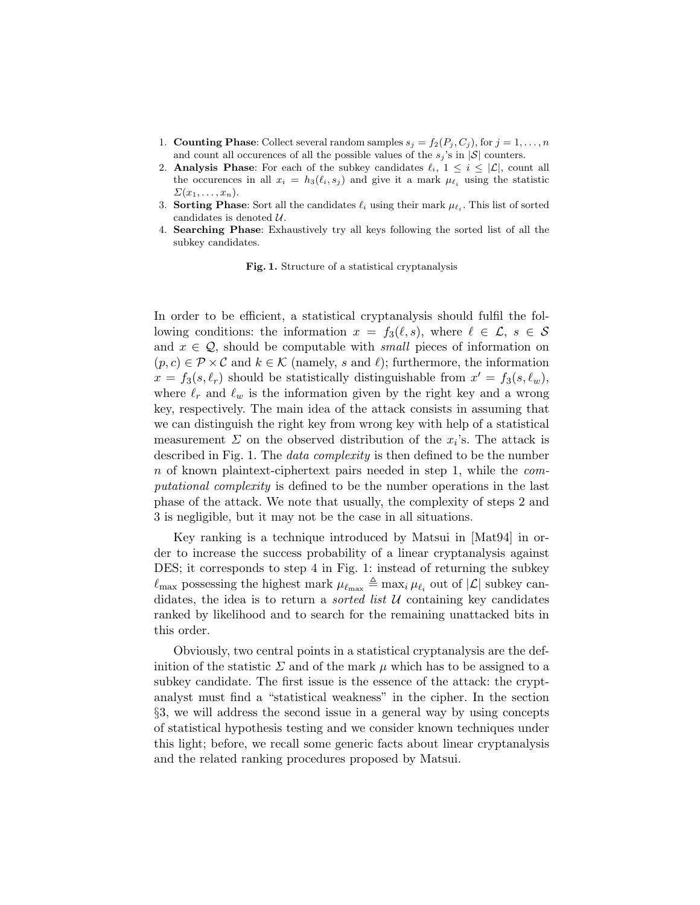1. **Counting Phase**: Collect several random samples $s_j = f_2(P_j, C_j)$, for $j = 1, \ldots, n$ and count all occurences of all the possible values of the $s_j$'s in $|\mathcal{S}|$ counters.
2. **Analysis Phase**: For each of the subkey candidates $\ell_i$, $1 \leq i \leq |\mathcal{L}|$, count all the occurences in all $x_i = h_3(\ell_i, s_j)$ and give it a mark $\mu_{\ell_i}$ using the statistic $\Sigma(x_1, \ldots, x_n)$.
3. **Sorting Phase**: Sort all the candidates $\ell_i$ using their mark $\mu_{\ell_i}$. This list of sorted candidates is denoted $\mathcal{U}$.
4. **Searching Phase**: Exhaustively try all keys following the sorted list of all the subkey candidates.

**Fig. 1.** Structure of a statistical cryptanalysis

In order to be efficient, a statistical cryptanalysis should fulfil the following conditions: the information $x = f_3(\ell, s)$, where $\ell \in \mathcal{L}$, $s \in \mathcal{S}$ and $x \in \mathcal{Q}$, should be computable with *small* pieces of information on $(p, c) \in \mathcal{P} \times \mathcal{C}$ and $k \in \mathcal{K}$ (namely, $s$ and $\ell$); furthermore, the information $x = f_3(s, \ell_r)$ should be statistically distinguishable from $x' = f_3(s, \ell_w)$, where $\ell_r$ and $\ell_w$ is the information given by the right key and a wrong key, respectively. The main idea of the attack consists in assuming that we can distinguish the right key from wrong key with help of a statistical measurement $\Sigma$ on the observed distribution of the $x_i$'s. The attack is described in Fig. 1. The *data complexity* is then defined to be the number $n$ of known plaintext-ciphertext pairs needed in step 1, while the *computational complexity* is defined to be the number operations in the last phase of the attack. We note that usually, the complexity of steps 2 and 3 is negligible, but it may not be the case in all situations.

Key ranking is a technique introduced by Matsui in [Mat94] in order to increase the success probability of a linear cryptanalysis against DES; it corresponds to step 4 in Fig. 1: instead of returning the subkey $\ell_{\max}$ possessing the highest mark $\mu_{\ell_{\max}} \triangleq \max_i \mu_{\ell_i}$ out of $|\mathcal{L}|$ subkey candidates, the idea is to return a *sorted list* $\mathcal{U}$ containing key candidates ranked by likelihood and to search for the remaining unattacked bits in this order.

Obviously, two central points in a statistical cryptanalysis are the definition of the statistic $\Sigma$ and of the mark $\mu$ which has to be assigned to a subkey candidate. The first issue is the essence of the attack: the cryptanalyst must find a "statistical weakness" in the cipher. In the section §3, we will address the second issue in a general way by using concepts of statistical hypothesis testing and we consider known techniques under this light; before, we recall some generic facts about linear cryptanalysis and the related ranking procedures proposed by Matsui.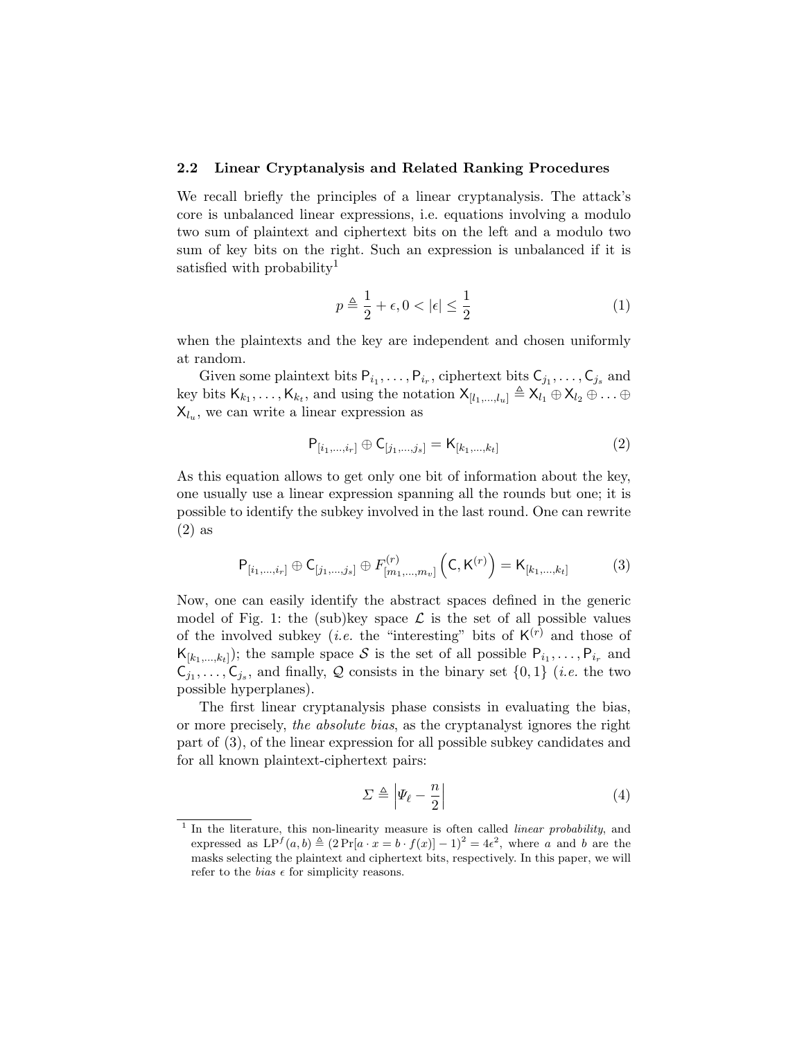### 2.2 Linear Cryptanalysis and Related Ranking Procedures

We recall briefly the principles of a linear cryptanalysis. The attack's core is unbalanced linear expressions, i.e. equations involving a modulo two sum of plaintext and ciphertext bits on the left and a modulo two sum of key bits on the right. Such an expression is unbalanced if it is satisfied with probability[1]

$$p \triangleq \frac{1}{2} + \epsilon, 0 < |\epsilon| \leq \frac{1}{2} \tag{1}$$

when the plaintexts and the key are independent and chosen uniformly at random.

Given some plaintext bits $\mathsf{P}_{i_1}, \ldots, \mathsf{P}_{i_r}$, ciphertext bits $\mathsf{C}_{j_1}, \ldots, \mathsf{C}_{j_s}$ and key bits $\mathsf{K}_{k_1}, \ldots, \mathsf{K}_{k_t}$, and using the notation $\mathsf{X}_{[l_1,\ldots,l_u]} \triangleq \mathsf{X}_{l_1} \oplus \mathsf{X}_{l_2} \oplus \ldots \oplus \mathsf{X}_{l_u}$, we can write a linear expression as

$$\mathsf{P}_{[i_1,\ldots,i_r]} \oplus \mathsf{C}_{[j_1,\ldots,j_s]} = \mathsf{K}_{[k_1,\ldots,k_t]} \tag{2}$$

As this equation allows to get only one bit of information about the key, one usually use a linear expression spanning all the rounds but one; it is possible to identify the subkey involved in the last round. One can rewrite (2) as

$$\mathsf{P}_{[i_1,\ldots,i_r]} \oplus \mathsf{C}_{[j_1,\ldots,j_s]} \oplus F^{(r)}_{[m_1,\ldots,m_v]}\left(\mathsf{C}, \mathsf{K}^{(r)}\right) = \mathsf{K}_{[k_1,\ldots,k_t]} \tag{3}$$

Now, one can easily identify the abstract spaces defined in the generic model of Fig. 1: the (sub)key space $\mathcal{L}$ is the set of all possible values of the involved subkey (*i.e.* the "interesting" bits of $\mathsf{K}^{(r)}$ and those of $\mathsf{K}_{[k_1,\ldots,k_t]}$); the sample space $\mathcal{S}$ is the set of all possible $\mathsf{P}_{i_1}, \ldots, \mathsf{P}_{i_r}$ and $\mathsf{C}_{j_1}, \ldots, \mathsf{C}_{j_s}$, and finally, $\mathcal{Q}$ consists in the binary set $\{0, 1\}$ (*i.e.* the two possible hyperplanes).

The first linear cryptanalysis phase consists in evaluating the bias, or more precisely, *the absolute bias*, as the cryptanalyst ignores the right part of (3), of the linear expression for all possible subkey candidates and for all known plaintext-ciphertext pairs:

$$\Sigma \triangleq \left|\Psi_\ell - \frac{n}{2}\right| \tag{4}$$

---

[1] In the literature, this non-linearity measure is often called *linear probability*, and expressed as $\mathrm{LP}^f(a, b) \triangleq (2\Pr[a \cdot x = b \cdot f(x)] - 1)^2 = 4\epsilon^2$, where $a$ and $b$ are the masks selecting the plaintext and ciphertext bits, respectively. In this paper, we will refer to the *bias* $\epsilon$ for simplicity reasons.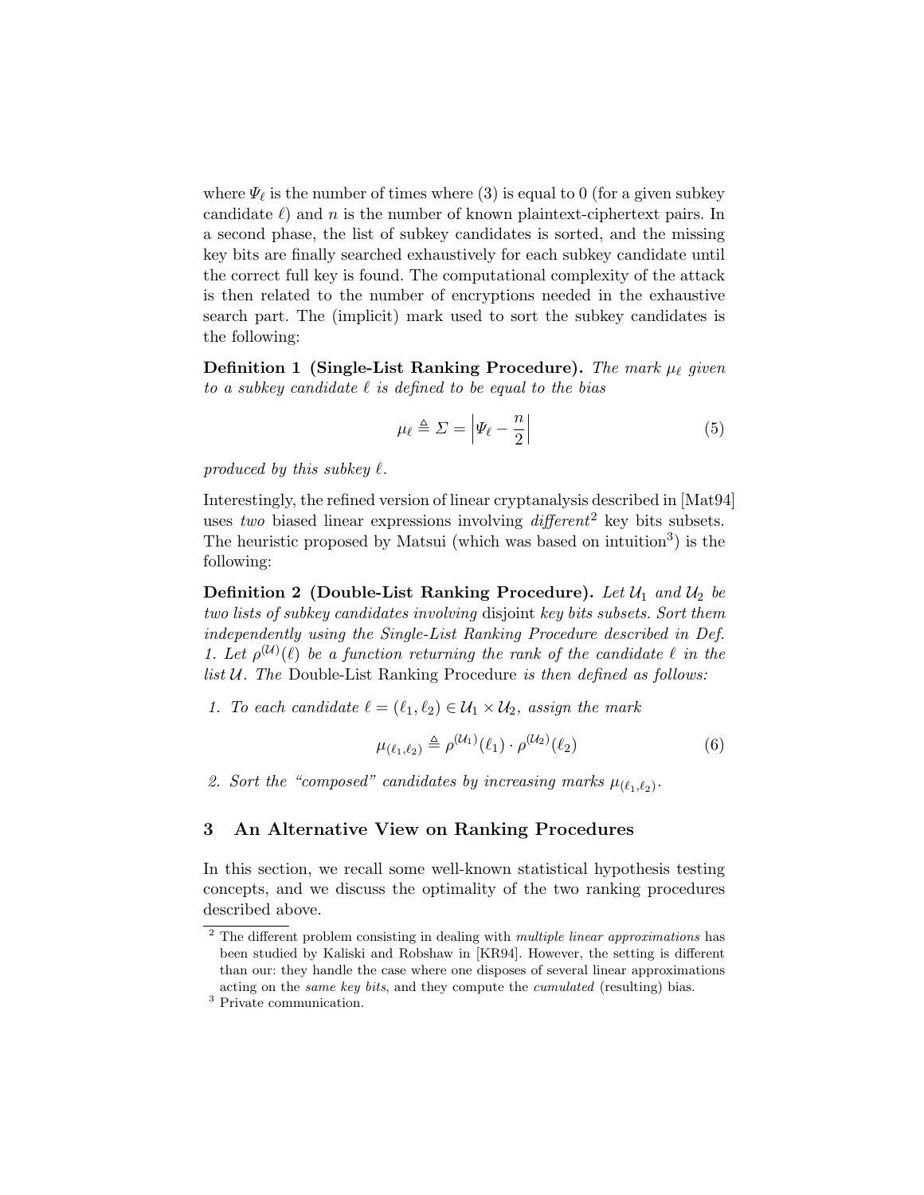where $\Psi_\ell$ is the number of times where (3) is equal to 0 (for a given subkey candidate $\ell$) and $n$ is the number of known plaintext-ciphertext pairs. In a second phase, the list of subkey candidates is sorted, and the missing key bits are finally searched exhaustively for each subkey candidate until the correct full key is found. The computational complexity of the attack is then related to the number of encryptions needed in the exhaustive search part. The (implicit) mark used to sort the subkey candidates is the following:

**Definition 1 (Single-List Ranking Procedure).** *The mark $\mu_\ell$ given to a subkey candidate $\ell$ is defined to be equal to the bias*

$$\mu_\ell \triangleq \Sigma = \left|\Psi_\ell - \frac{n}{2}\right| \tag{5}$$

*produced by this subkey $\ell$.*

Interestingly, the refined version of linear cryptanalysis described in [Mat94] uses *two* biased linear expressions involving *different*[2] key bits subsets. The heuristic proposed by Matsui (which was based on intuition[3]) is the following:

**Definition 2 (Double-List Ranking Procedure).** *Let $\mathcal{U}_1$ and $\mathcal{U}_2$ be two lists of subkey candidates involving* disjoint *key bits subsets. Sort them independently using the Single-List Ranking Procedure described in Def. 1. Let $\rho^{(\mathcal{U})}(\ell)$ be a function returning the rank of the candidate $\ell$ in the list $\mathcal{U}$. The* Double-List Ranking Procedure *is then defined as follows:*

1. *To each candidate $\ell = (\ell_1, \ell_2) \in \mathcal{U}_1 \times \mathcal{U}_2$, assign the mark*

$$\mu_{(\ell_1,\ell_2)} \triangleq \rho^{(\mathcal{U}_1)}(\ell_1) \cdot \rho^{(\mathcal{U}_2)}(\ell_2) \tag{6}$$

2. *Sort the "composed" candidates by increasing marks $\mu_{(\ell_1,\ell_2)}$.*

## 3 An Alternative View on Ranking Procedures

In this section, we recall some well-known statistical hypothesis testing concepts, and we discuss the optimality of the two ranking procedures described above.

---

[2] The different problem consisting in dealing with *multiple linear approximations* has been studied by Kaliski and Robshaw in [KR94]. However, the setting is different than our: they handle the case where one disposes of several linear approximations acting on the *same key bits*, and they compute the *cumulated* (resulting) bias.

[3] Private communication.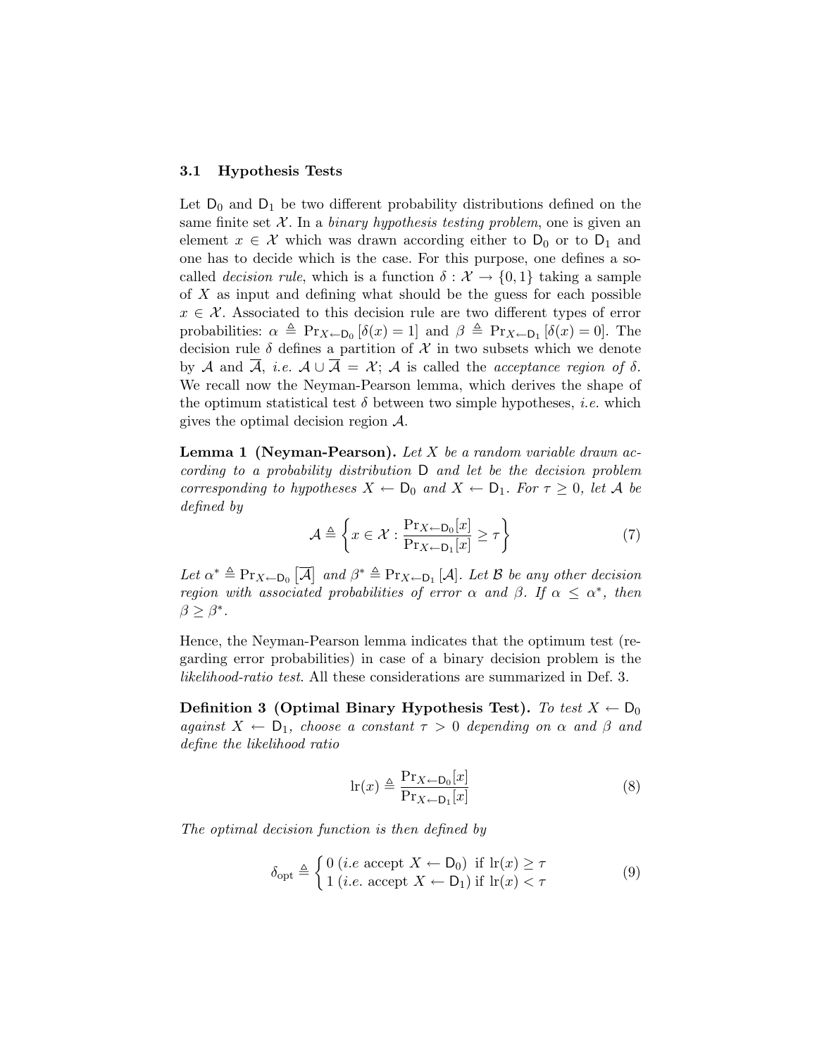### 3.1 Hypothesis Tests

Let $\mathsf{D}_0$ and $\mathsf{D}_1$ be two different probability distributions defined on the same finite set $\mathcal{X}$. In a *binary hypothesis testing problem*, one is given an element $x \in \mathcal{X}$ which was drawn according either to $\mathsf{D}_0$ or to $\mathsf{D}_1$ and one has to decide which is the case. For this purpose, one defines a so-called *decision rule*, which is a function $\delta : \mathcal{X} \to \{0, 1\}$ taking a sample of $X$ as input and defining what should be the guess for each possible $x \in \mathcal{X}$. Associated to this decision rule are two different types of error probabilities: $\alpha \triangleq \Pr_{X \leftarrow \mathsf{D}_0}[\delta(x) = 1]$ and $\beta \triangleq \Pr_{X \leftarrow \mathsf{D}_1}[\delta(x) = 0]$. The decision rule $\delta$ defines a partition of $\mathcal{X}$ in two subsets which we denote by $\mathcal{A}$ and $\overline{\mathcal{A}}$, *i.e.* $\mathcal{A} \cup \overline{\mathcal{A}} = \mathcal{X}$; $\mathcal{A}$ is called the *acceptance region of* $\delta$. We recall now the Neyman-Pearson lemma, which derives the shape of the optimum statistical test $\delta$ between two simple hypotheses, *i.e.* which gives the optimal decision region $\mathcal{A}$.

**Lemma 1 (Neyman-Pearson).** *Let $X$ be a random variable drawn according to a probability distribution $\mathsf{D}$ and let be the decision problem corresponding to hypotheses $X \leftarrow \mathsf{D}_0$ and $X \leftarrow \mathsf{D}_1$. For $\tau \geq 0$, let $\mathcal{A}$ be defined by*

$$\mathcal{A} \triangleq \left\{ x \in \mathcal{X} : \frac{\Pr_{X \leftarrow \mathsf{D}_0}[x]}{\Pr_{X \leftarrow \mathsf{D}_1}[x]} \geq \tau \right\} \tag{7}$$

*Let $\alpha^* \triangleq \Pr_{X \leftarrow \mathsf{D}_0}\left[\overline{\mathcal{A}}\right]$ and $\beta^* \triangleq \Pr_{X \leftarrow \mathsf{D}_1}[\mathcal{A}]$. Let $\mathcal{B}$ be any other decision region with associated probabilities of error $\alpha$ and $\beta$. If $\alpha \leq \alpha^*$, then $\beta \geq \beta^*$.*

Hence, the Neyman-Pearson lemma indicates that the optimum test (regarding error probabilities) in case of a binary decision problem is the *likelihood-ratio test*. All these considerations are summarized in Def. 3.

**Definition 3 (Optimal Binary Hypothesis Test).** *To test $X \leftarrow \mathsf{D}_0$ against $X \leftarrow \mathsf{D}_1$, choose a constant $\tau > 0$ depending on $\alpha$ and $\beta$ and define the likelihood ratio*

$$\mathrm{lr}(x) \triangleq \frac{\Pr_{X \leftarrow \mathsf{D}_0}[x]}{\Pr_{X \leftarrow \mathsf{D}_1}[x]} \tag{8}$$

*The optimal decision function is then defined by*

$$\delta_{\mathrm{opt}} \triangleq \begin{cases} 0 \ (\textit{i.e} \text{ accept } X \leftarrow \mathsf{D}_0) & \text{if } \mathrm{lr}(x) \geq \tau \\ 1 \ (\textit{i.e.} \text{ accept } X \leftarrow \mathsf{D}_1) & \text{if } \mathrm{lr}(x) < \tau \end{cases} \tag{9}$$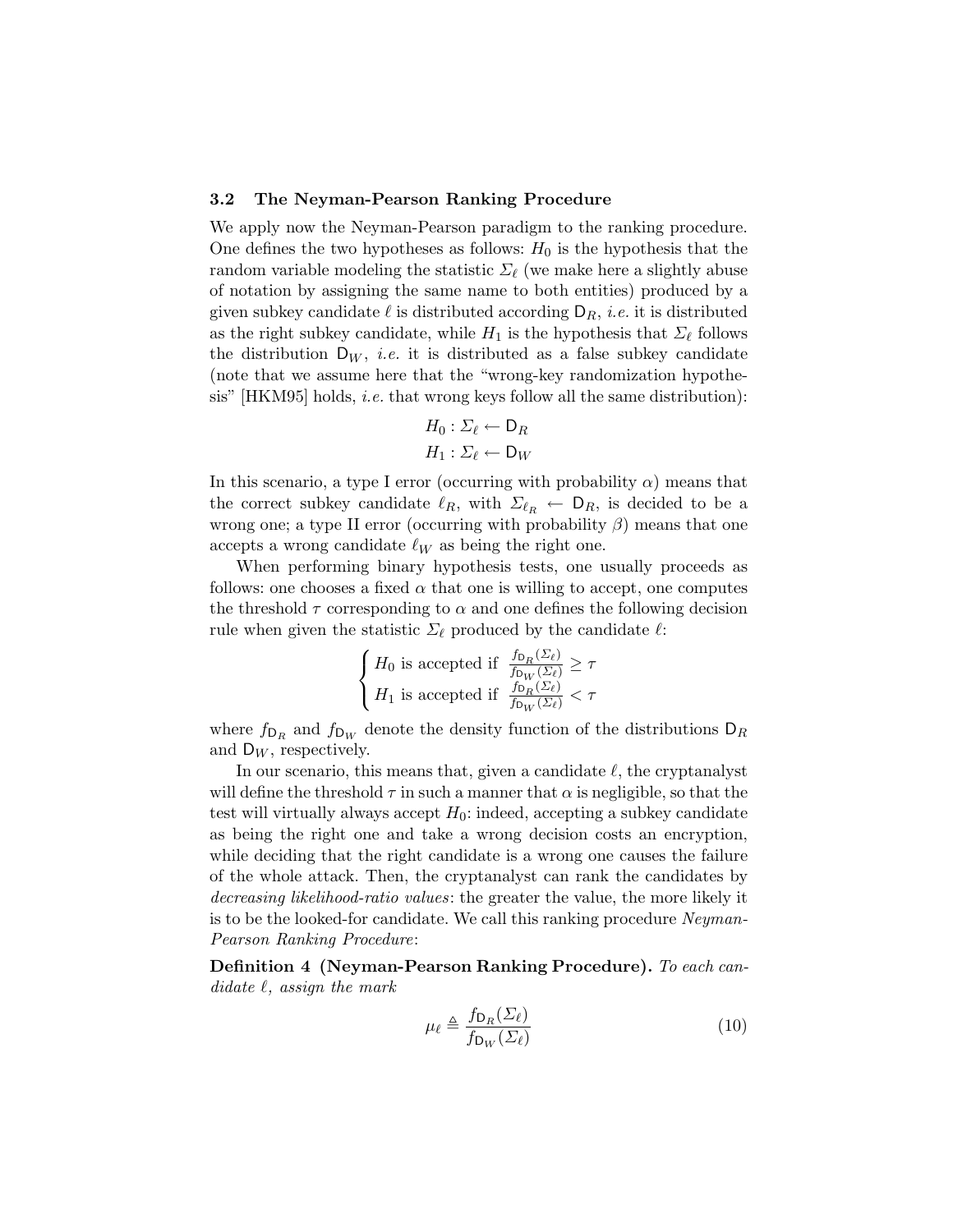### 3.2 The Neyman-Pearson Ranking Procedure

We apply now the Neyman-Pearson paradigm to the ranking procedure. One defines the two hypotheses as follows: $H_0$ is the hypothesis that the random variable modeling the statistic $\Sigma_\ell$ (we make here a slightly abuse of notation by assigning the same name to both entities) produced by a given subkey candidate $\ell$ is distributed according $\mathsf{D}_R$, *i.e.* it is distributed as the right subkey candidate, while $H_1$ is the hypothesis that $\Sigma_\ell$ follows the distribution $\mathsf{D}_W$, *i.e.* it is distributed as a false subkey candidate (note that we assume here that the "wrong-key randomization hypothesis" [HKM95] holds, *i.e.* that wrong keys follow all the same distribution):

$$
\begin{aligned}
H_0 &: \Sigma_\ell \leftarrow \mathsf{D}_R \\
H_1 &: \Sigma_\ell \leftarrow \mathsf{D}_W
\end{aligned}
$$

In this scenario, a type I error (occurring with probability $\alpha$) means that the correct subkey candidate $\ell_R$, with $\Sigma_{\ell_R} \leftarrow \mathsf{D}_R$, is decided to be a wrong one; a type II error (occurring with probability $\beta$) means that one accepts a wrong candidate $\ell_W$ as being the right one.

When performing binary hypothesis tests, one usually proceeds as follows: one chooses a fixed $\alpha$ that one is willing to accept, one computes the threshold $\tau$ corresponding to $\alpha$ and one defines the following decision rule when given the statistic $\Sigma_\ell$ produced by the candidate $\ell$:

$$
\begin{cases}
H_0 \text{ is accepted if } \frac{f_{\mathsf{D}_R}(\Sigma_\ell)}{f_{\mathsf{D}_W}(\Sigma_\ell)} \geq \tau \\
H_1 \text{ is accepted if } \frac{f_{\mathsf{D}_R}(\Sigma_\ell)}{f_{\mathsf{D}_W}(\Sigma_\ell)} < \tau
\end{cases}
$$

where $f_{\mathsf{D}_R}$ and $f_{\mathsf{D}_W}$ denote the density function of the distributions $\mathsf{D}_R$ and $\mathsf{D}_W$, respectively.

In our scenario, this means that, given a candidate $\ell$, the cryptanalyst will define the threshold $\tau$ in such a manner that $\alpha$ is negligible, so that the test will virtually always accept $H_0$: indeed, accepting a subkey candidate as being the right one and take a wrong decision costs an encryption, while deciding that the right candidate is a wrong one causes the failure of the whole attack. Then, the cryptanalyst can rank the candidates by *decreasing likelihood-ratio values*: the greater the value, the more likely it is to be the looked-for candidate. We call this ranking procedure *Neyman-Pearson Ranking Procedure*:

**Definition 4 (Neyman-Pearson Ranking Procedure).** *To each candidate $\ell$, assign the mark*

$$
\mu_\ell \triangleq \frac{f_{\mathsf{D}_R}(\Sigma_\ell)}{f_{\mathsf{D}_W}(\Sigma_\ell)} \tag{10}
$$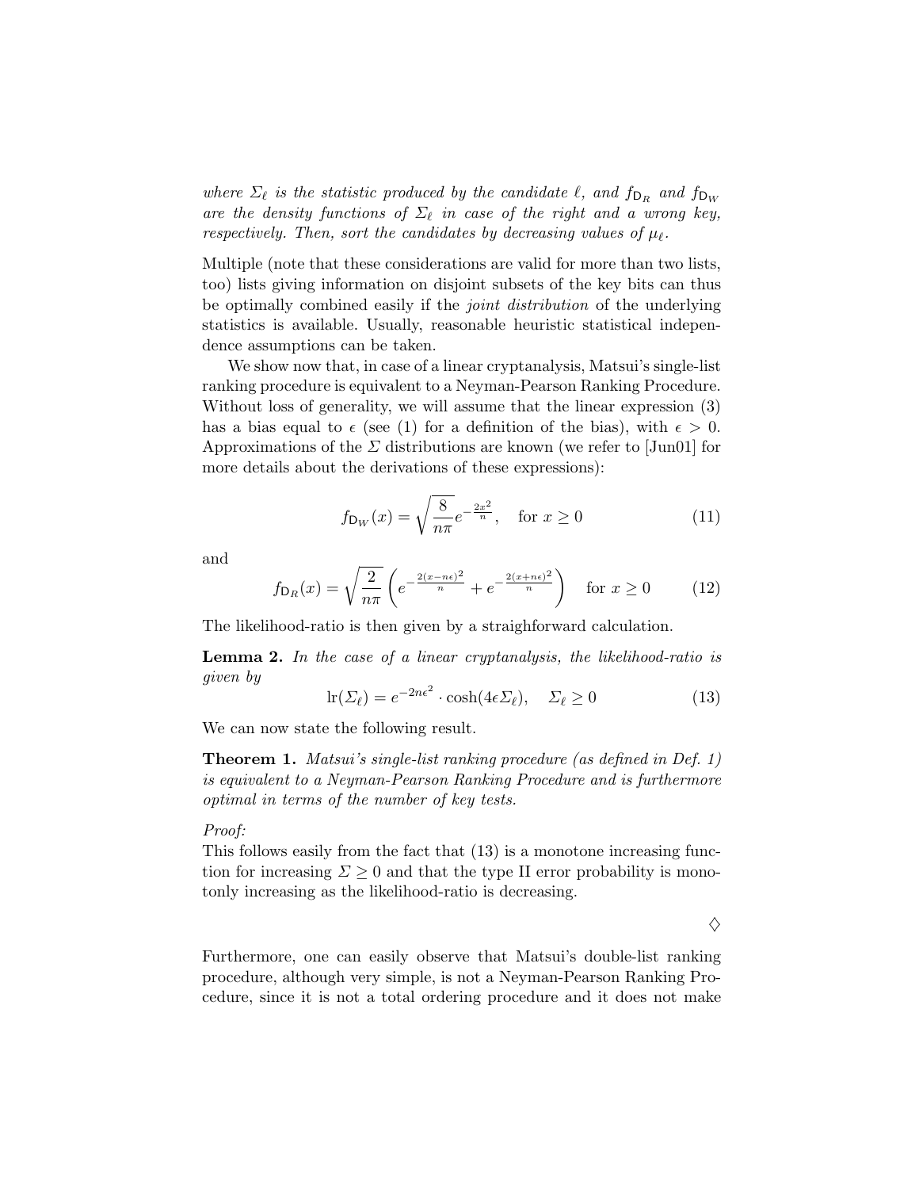*where $\Sigma_\ell$ is the statistic produced by the candidate $\ell$, and $f_{\mathsf{D}_R}$ and $f_{\mathsf{D}_W}$ are the density functions of $\Sigma_\ell$ in case of the right and a wrong key, respectively. Then, sort the candidates by decreasing values of $\mu_\ell$.*

Multiple (note that these considerations are valid for more than two lists, too) lists giving information on disjoint subsets of the key bits can thus be optimally combined easily if the *joint distribution* of the underlying statistics is available. Usually, reasonable heuristic statistical independence assumptions can be taken.

We show now that, in case of a linear cryptanalysis, Matsui's single-list ranking procedure is equivalent to a Neyman-Pearson Ranking Procedure. Without loss of generality, we will assume that the linear expression (3) has a bias equal to $\epsilon$ (see (1) for a definition of the bias), with $\epsilon > 0$. Approximations of the $\Sigma$ distributions are known (we refer to [Jun01] for more details about the derivations of these expressions):

$$f_{\mathsf{D}_W}(x) = \sqrt{\frac{8}{n\pi}} e^{-\frac{2x^2}{n}}, \quad \text{for } x \geq 0 \tag{11}$$

and

$$f_{\mathsf{D}_R}(x) = \sqrt{\frac{2}{n\pi}} \left( e^{-\frac{2(x-n\epsilon)^2}{n}} + e^{-\frac{2(x+n\epsilon)^2}{n}} \right) \quad \text{for } x \geq 0 \tag{12}$$

The likelihood-ratio is then given by a straighforward calculation.

**Lemma 2.** *In the case of a linear cryptanalysis, the likelihood-ratio is given by*

$$\mathrm{lr}(\Sigma_\ell) = e^{-2n\epsilon^2} \cdot \cosh(4\epsilon \Sigma_\ell), \quad \Sigma_\ell \geq 0 \tag{13}$$

We can now state the following result.

**Theorem 1.** *Matsui's single-list ranking procedure (as defined in Def. 1) is equivalent to a Neyman-Pearson Ranking Procedure and is furthermore optimal in terms of the number of key tests.*

*Proof:*
This follows easily from the fact that (13) is a monotone increasing function for increasing $\Sigma \geq 0$ and that the type II error probability is monotonly increasing as the likelihood-ratio is decreasing.

$\diamondsuit$

Furthermore, one can easily observe that Matsui's double-list ranking procedure, although very simple, is not a Neyman-Pearson Ranking Procedure, since it is not a total ordering procedure and it does not make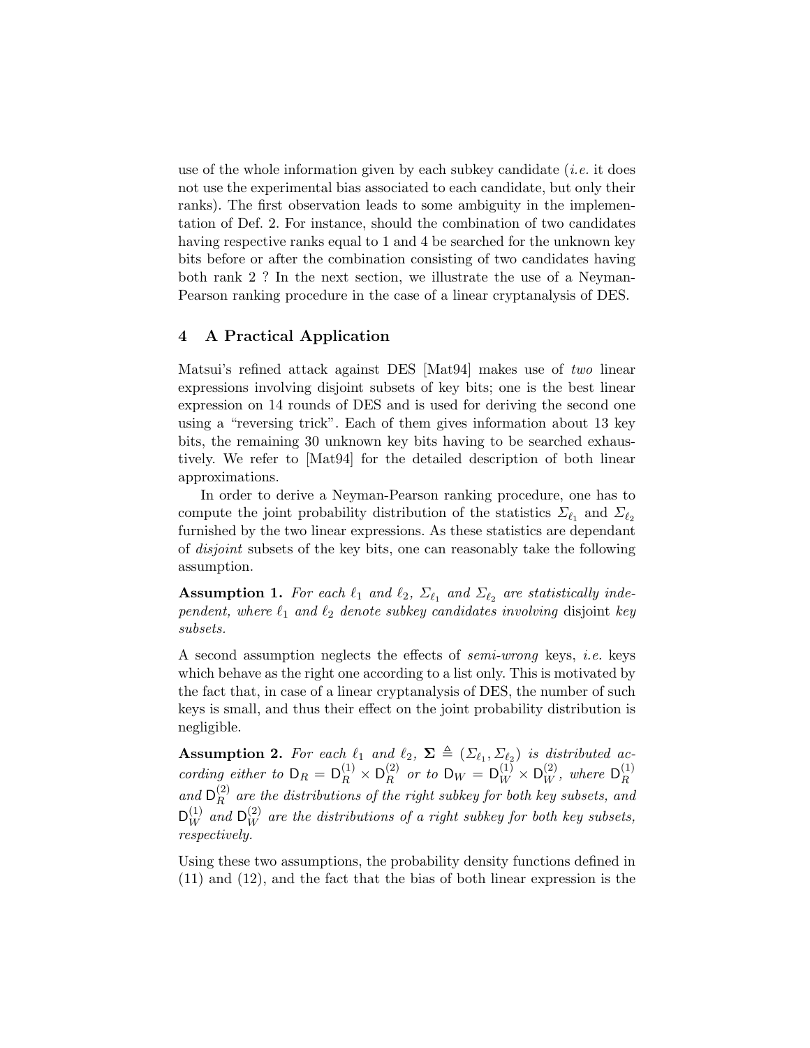use of the whole information given by each subkey candidate (*i.e.* it does not use the experimental bias associated to each candidate, but only their ranks). The first observation leads to some ambiguity in the implementation of Def. 2. For instance, should the combination of two candidates having respective ranks equal to 1 and 4 be searched for the unknown key bits before or after the combination consisting of two candidates having both rank 2 ? In the next section, we illustrate the use of a Neyman-Pearson ranking procedure in the case of a linear cryptanalysis of DES.

## 4 A Practical Application

Matsui's refined attack against DES [Mat94] makes use of *two* linear expressions involving disjoint subsets of key bits; one is the best linear expression on 14 rounds of DES and is used for deriving the second one using a "reversing trick". Each of them gives information about 13 key bits, the remaining 30 unknown key bits having to be searched exhaustively. We refer to [Mat94] for the detailed description of both linear approximations.

In order to derive a Neyman-Pearson ranking procedure, one has to compute the joint probability distribution of the statistics $\Sigma_{\ell_1}$ and $\Sigma_{\ell_2}$ furnished by the two linear expressions. As these statistics are dependant of *disjoint* subsets of the key bits, one can reasonably take the following assumption.

**Assumption 1.** *For each $\ell_1$ and $\ell_2$, $\Sigma_{\ell_1}$ and $\Sigma_{\ell_2}$ are statistically independent, where $\ell_1$ and $\ell_2$ denote subkey candidates involving* disjoint *key subsets.*

A second assumption neglects the effects of *semi-wrong* keys, *i.e.* keys which behave as the right one according to a list only. This is motivated by the fact that, in case of a linear cryptanalysis of DES, the number of such keys is small, and thus their effect on the joint probability distribution is negligible.

**Assumption 2.** *For each $\ell_1$ and $\ell_2$, $\mathbf{\Sigma} \triangleq (\Sigma_{\ell_1}, \Sigma_{\ell_2})$ is distributed according either to $\mathsf{D}_R = \mathsf{D}_R^{(1)} \times \mathsf{D}_R^{(2)}$ or to $\mathsf{D}_W = \mathsf{D}_W^{(1)} \times \mathsf{D}_W^{(2)}$, where $\mathsf{D}_R^{(1)}$ and $\mathsf{D}_R^{(2)}$ are the distributions of the right subkey for both key subsets, and $\mathsf{D}_W^{(1)}$ and $\mathsf{D}_W^{(2)}$ are the distributions of a right subkey for both key subsets, respectively.*

Using these two assumptions, the probability density functions defined in (11) and (12), and the fact that the bias of both linear expression is the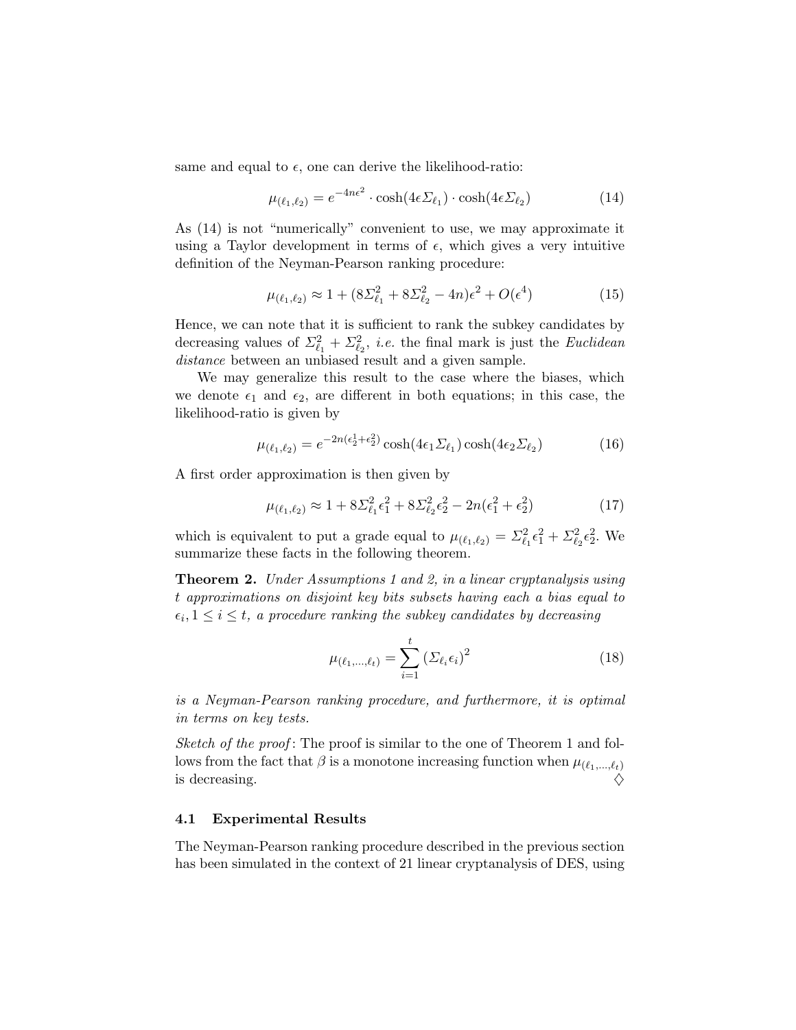same and equal to $\epsilon$, one can derive the likelihood-ratio:

$$\mu_{(\ell_1,\ell_2)} = e^{-4n\epsilon^2} \cdot \cosh(4\epsilon\Sigma_{\ell_1}) \cdot \cosh(4\epsilon\Sigma_{\ell_2}) \tag{14}$$

As (14) is not "numerically" convenient to use, we may approximate it using a Taylor development in terms of $\epsilon$, which gives a very intuitive definition of the Neyman-Pearson ranking procedure:

$$\mu_{(\ell_1,\ell_2)} \approx 1 + (8\Sigma_{\ell_1}^2 + 8\Sigma_{\ell_2}^2 - 4n)\epsilon^2 + O(\epsilon^4) \tag{15}$$

Hence, we can note that it is sufficient to rank the subkey candidates by decreasing values of $\Sigma_{\ell_1}^2 + \Sigma_{\ell_2}^2$, *i.e.* the final mark is just the *Euclidean distance* between an unbiased result and a given sample.

We may generalize this result to the case where the biases, which we denote $\epsilon_1$ and $\epsilon_2$, are different in both equations; in this case, the likelihood-ratio is given by

$$\mu_{(\ell_1,\ell_2)} = e^{-2n(\epsilon_2^1+\epsilon_2^2)} \cosh(4\epsilon_1\Sigma_{\ell_1}) \cosh(4\epsilon_2\Sigma_{\ell_2}) \tag{16}$$

A first order approximation is then given by

$$\mu_{(\ell_1,\ell_2)} \approx 1 + 8\Sigma_{\ell_1}^2\epsilon_1^2 + 8\Sigma_{\ell_2}^2\epsilon_2^2 - 2n(\epsilon_1^2 + \epsilon_2^2) \tag{17}$$

which is equivalent to put a grade equal to $\mu_{(\ell_1,\ell_2)} = \Sigma_{\ell_1}^2\epsilon_1^2 + \Sigma_{\ell_2}^2\epsilon_2^2$. We summarize these facts in the following theorem.

**Theorem 2.** *Under Assumptions 1 and 2, in a linear cryptanalysis using $t$ approximations on disjoint key bits subsets having each a bias equal to $\epsilon_i, 1 \leq i \leq t$, a procedure ranking the subkey candidates by decreasing*

$$\mu_{(\ell_1,\ldots,\ell_t)} = \sum_{i=1}^{t} \left(\Sigma_{\ell_i}\epsilon_i\right)^2 \tag{18}$$

*is a Neyman-Pearson ranking procedure, and furthermore, it is optimal in terms on key tests.*

*Sketch of the proof*: The proof is similar to the one of Theorem 1 and follows from the fact that $\beta$ is a monotone increasing function when $\mu_{(\ell_1,\ldots,\ell_t)}$ is decreasing. ♢

### 4.1 Experimental Results

The Neyman-Pearson ranking procedure described in the previous section has been simulated in the context of 21 linear cryptanalysis of DES, using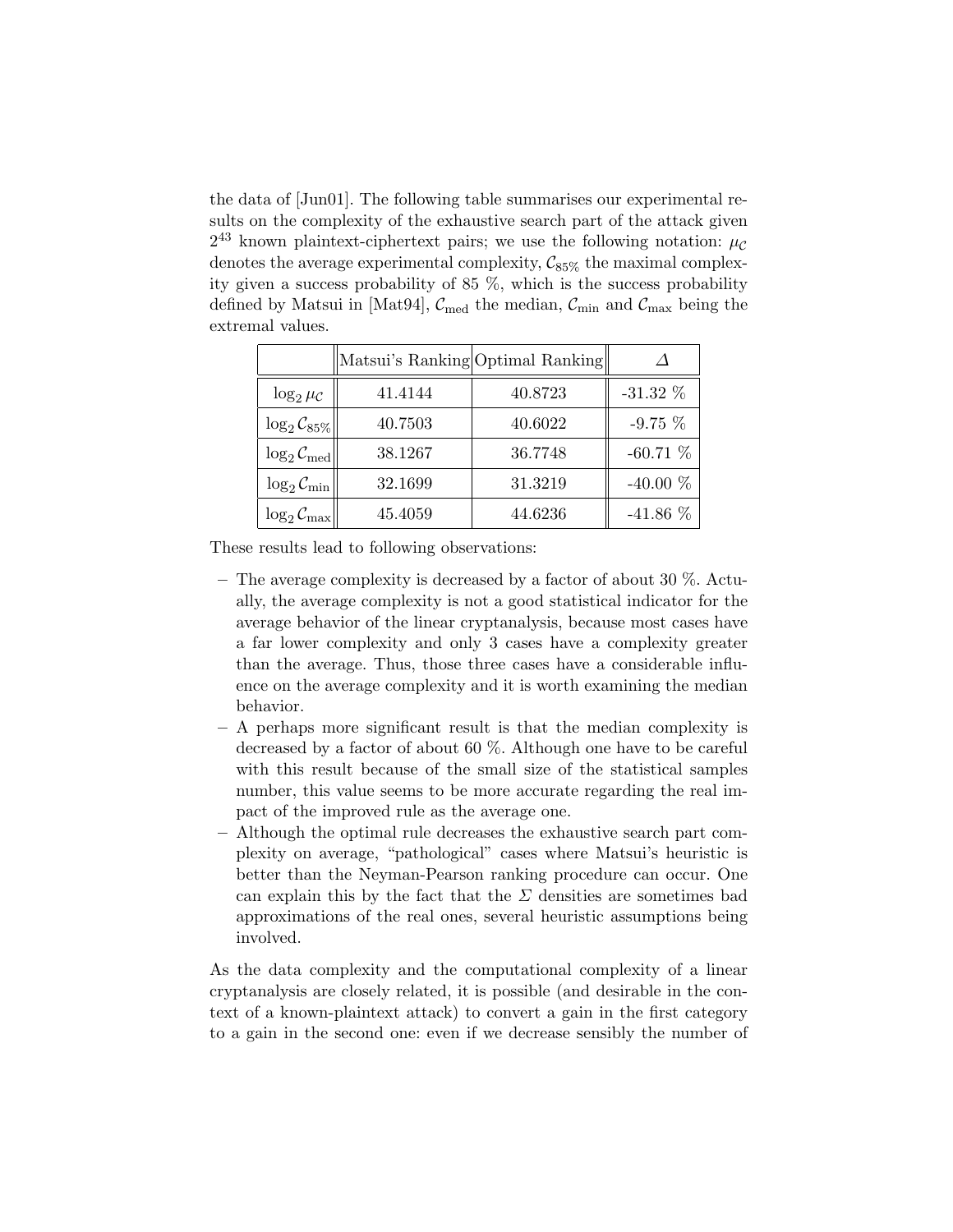the data of [Jun01]. The following table summarises our experimental results on the complexity of the exhaustive search part of the attack given $2^{43}$ known plaintext-ciphertext pairs; we use the following notation: $\mu_{\mathcal{C}}$ denotes the average experimental complexity, $\mathcal{C}_{85\%}$ the maximal complexity given a success probability of 85 %, which is the success probability defined by Matsui in [Mat94], $\mathcal{C}_{\mathrm{med}}$ the median, $\mathcal{C}_{\mathrm{min}}$ and $\mathcal{C}_{\mathrm{max}}$ being the extremal values.

| | Matsui's Ranking | Optimal Ranking | $\Delta$ |
|---|---|---|---|
| $\log_2 \mu_{\mathcal{C}}$ | 41.4144 | 40.8723 | -31.32 % |
| $\log_2 \mathcal{C}_{85\%}$ | 40.7503 | 40.6022 | -9.75 % |
| $\log_2 \mathcal{C}_{\mathrm{med}}$ | 38.1267 | 36.7748 | -60.71 % |
| $\log_2 \mathcal{C}_{\mathrm{min}}$ | 32.1699 | 31.3219 | -40.00 % |
| $\log_2 \mathcal{C}_{\mathrm{max}}$ | 45.4059 | 44.6236 | -41.86 % |

These results lead to following observations:

- The average complexity is decreased by a factor of about 30 %. Actually, the average complexity is not a good statistical indicator for the average behavior of the linear cryptanalysis, because most cases have a far lower complexity and only 3 cases have a complexity greater than the average. Thus, those three cases have a considerable influence on the average complexity and it is worth examining the median behavior.
- A perhaps more significant result is that the median complexity is decreased by a factor of about 60 %. Although one have to be careful with this result because of the small size of the statistical samples number, this value seems to be more accurate regarding the real impact of the improved rule as the average one.
- Although the optimal rule decreases the exhaustive search part complexity on average, "pathological" cases where Matsui's heuristic is better than the Neyman-Pearson ranking procedure can occur. One can explain this by the fact that the $\Sigma$ densities are sometimes bad approximations of the real ones, several heuristic assumptions being involved.

As the data complexity and the computational complexity of a linear cryptanalysis are closely related, it is possible (and desirable in the context of a known-plaintext attack) to convert a gain in the first category to a gain in the second one: even if we decrease sensibly the number of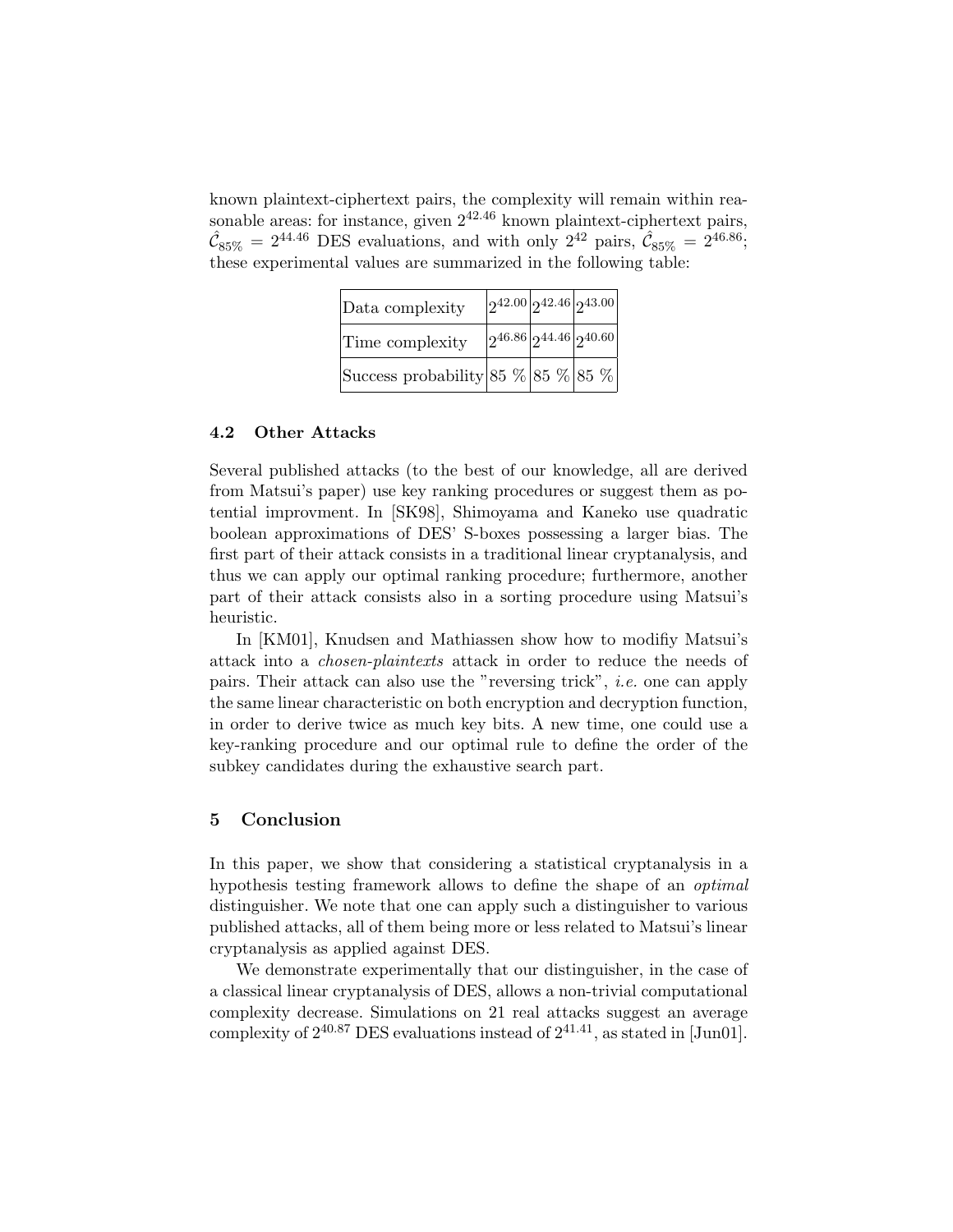known plaintext-ciphertext pairs, the complexity will remain within reasonable areas: for instance, given $2^{42.46}$ known plaintext-ciphertext pairs, $\hat{\mathcal{C}}_{85\%} = 2^{44.46}$ DES evaluations, and with only $2^{42}$ pairs, $\hat{\mathcal{C}}_{85\%} = 2^{46.86}$; these experimental values are summarized in the following table:

| Data complexity | $2^{42.00}$ | $2^{42.46}$ | $2^{43.00}$ |
|---|---|---|---|
| Time complexity | $2^{46.86}$ | $2^{44.46}$ | $2^{40.60}$ |
| Success probability | 85 % | 85 % | 85 % |

### 4.2 Other Attacks

Several published attacks (to the best of our knowledge, all are derived from Matsui's paper) use key ranking procedures or suggest them as potential improvment. In [SK98], Shimoyama and Kaneko use quadratic boolean approximations of DES' S-boxes possessing a larger bias. The first part of their attack consists in a traditional linear cryptanalysis, and thus we can apply our optimal ranking procedure; furthermore, another part of their attack consists also in a sorting procedure using Matsui's heuristic.

In [KM01], Knudsen and Mathiassen show how to modifiy Matsui's attack into a *chosen-plaintexts* attack in order to reduce the needs of pairs. Their attack can also use the "reversing trick", *i.e.* one can apply the same linear characteristic on both encryption and decryption function, in order to derive twice as much key bits. A new time, one could use a key-ranking procedure and our optimal rule to define the order of the subkey candidates during the exhaustive search part.

## 5 Conclusion

In this paper, we show that considering a statistical cryptanalysis in a hypothesis testing framework allows to define the shape of an *optimal* distinguisher. We note that one can apply such a distinguisher to various published attacks, all of them being more or less related to Matsui's linear cryptanalysis as applied against DES.

We demonstrate experimentally that our distinguisher, in the case of a classical linear cryptanalysis of DES, allows a non-trivial computational complexity decrease. Simulations on 21 real attacks suggest an average complexity of $2^{40.87}$ DES evaluations instead of $2^{41.41}$, as stated in [Jun01].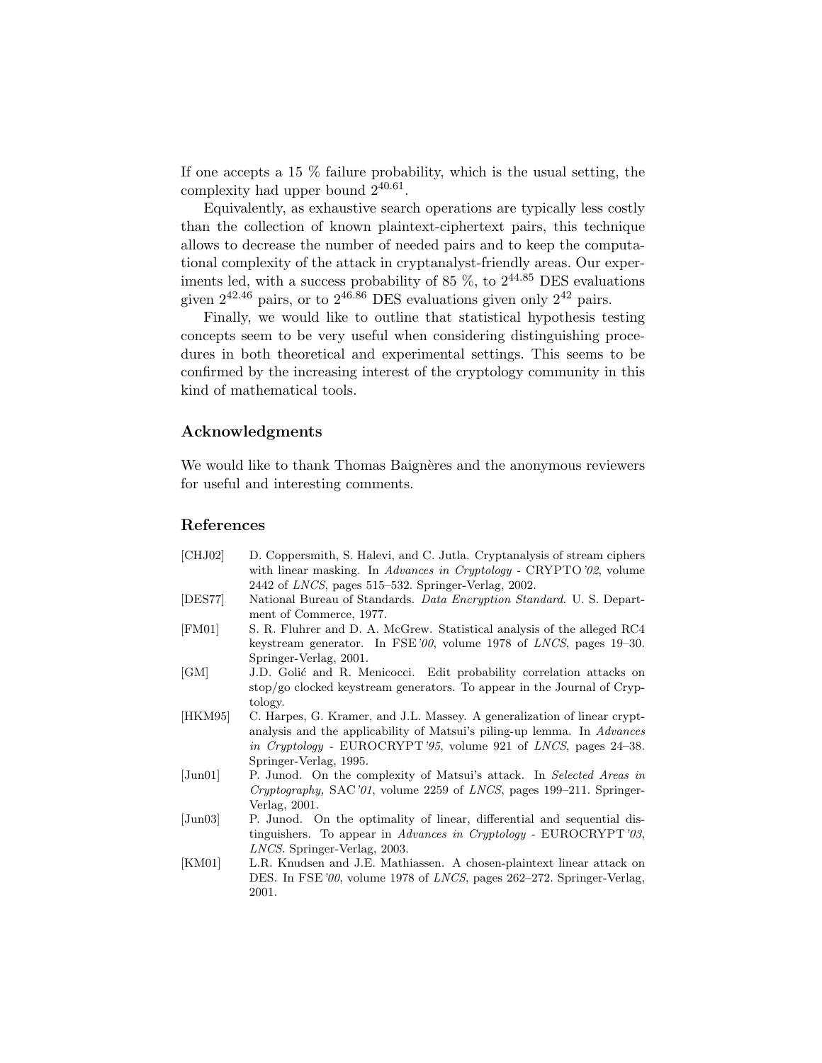If one accepts a 15 % failure probability, which is the usual setting, the complexity had upper bound $2^{40.61}$.

Equivalently, as exhaustive search operations are typically less costly than the collection of known plaintext-ciphertext pairs, this technique allows to decrease the number of needed pairs and to keep the computational complexity of the attack in cryptanalyst-friendly areas. Our experiments led, with a success probability of 85 %, to $2^{44.85}$ DES evaluations given $2^{42.46}$ pairs, or to $2^{46.86}$ DES evaluations given only $2^{42}$ pairs.

Finally, we would like to outline that statistical hypothesis testing concepts seem to be very useful when considering distinguishing procedures in both theoretical and experimental settings. This seems to be confirmed by the increasing interest of the cryptology community in this kind of mathematical tools.

## Acknowledgments

We would like to thank Thomas Baignères and the anonymous reviewers for useful and interesting comments.

## References

- [CHJ02] D. Coppersmith, S. Halevi, and C. Jutla. Cryptanalysis of stream ciphers with linear masking. In *Advances in Cryptology - CRYPTO'02*, volume 2442 of *LNCS*, pages 515–532. Springer-Verlag, 2002.
- [DES77] National Bureau of Standards. *Data Encryption Standard*. U. S. Department of Commerce, 1977.
- [FM01] S. R. Fluhrer and D. A. McGrew. Statistical analysis of the alleged RC4 keystream generator. In FSE*'00*, volume 1978 of *LNCS*, pages 19–30. Springer-Verlag, 2001.
- [GM] J.D. Golić and R. Menicocci. Edit probability correlation attacks on stop/go clocked keystream generators. To appear in the Journal of Cryptology.
- [HKM95] C. Harpes, G. Kramer, and J.L. Massey. A generalization of linear cryptanalysis and the applicability of Matsui's piling-up lemma. In *Advances in Cryptology - EUROCRYPT'95*, volume 921 of *LNCS*, pages 24–38. Springer-Verlag, 1995.
- [Jun01] P. Junod. On the complexity of Matsui's attack. In *Selected Areas in Cryptography,* SAC*'01*, volume 2259 of *LNCS*, pages 199–211. Springer-Verlag, 2001.
- [Jun03] P. Junod. On the optimality of linear, differential and sequential distinguishers. To appear in *Advances in Cryptology - EUROCRYPT'03*, *LNCS*. Springer-Verlag, 2003.
- [KM01] L.R. Knudsen and J.E. Mathiassen. A chosen-plaintext linear attack on DES. In FSE*'00*, volume 1978 of *LNCS*, pages 262–272. Springer-Verlag, 2001.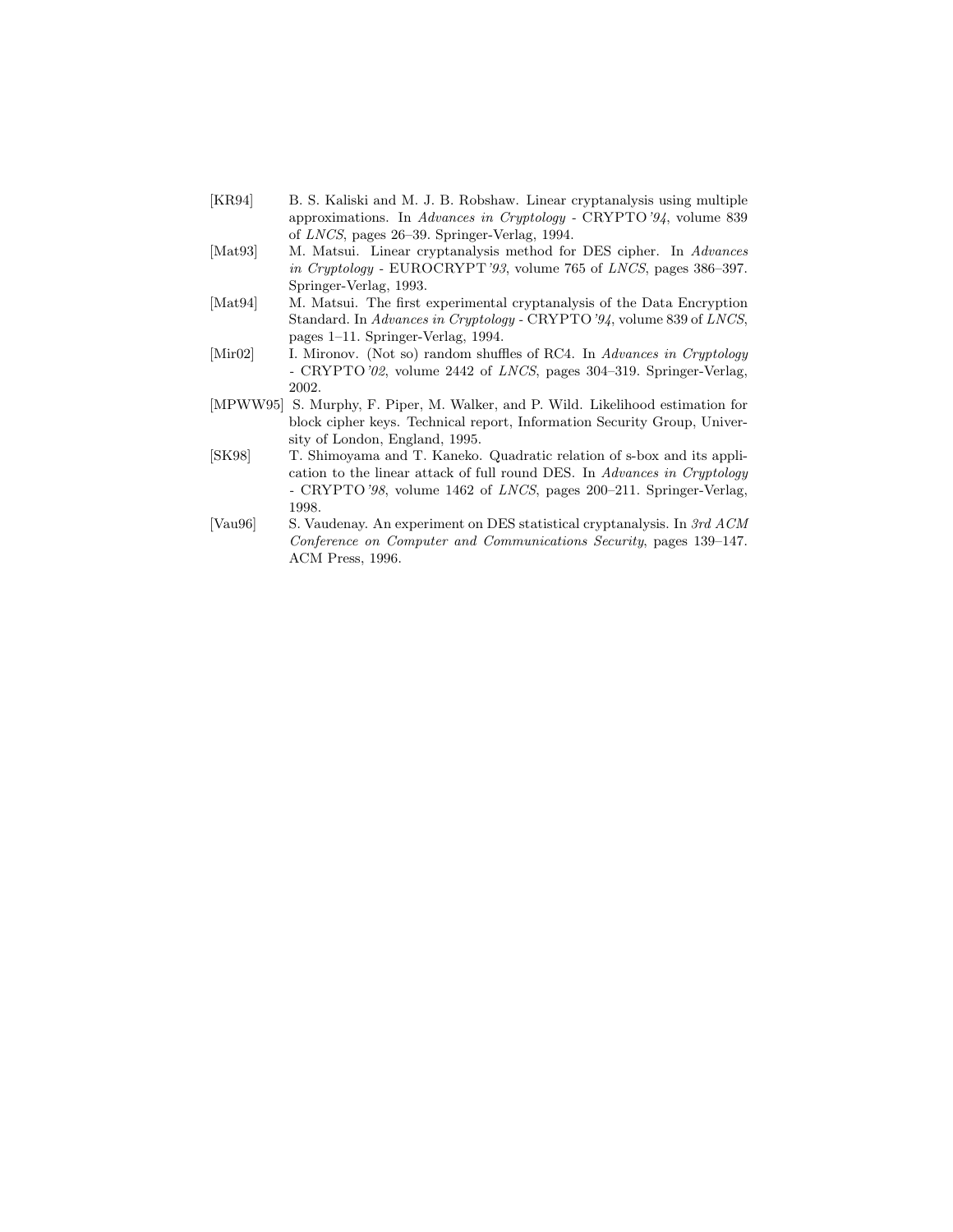[KR94] B. S. Kaliski and M. J. B. Robshaw. Linear cryptanalysis using multiple approximations. In *Advances in Cryptology* - CRYPTO *'94*, volume 839 of *LNCS*, pages 26–39. Springer-Verlag, 1994.

[Mat93] M. Matsui. Linear cryptanalysis method for DES cipher. In *Advances in Cryptology* - EUROCRYPT *'93*, volume 765 of *LNCS*, pages 386–397. Springer-Verlag, 1993.

[Mat94] M. Matsui. The first experimental cryptanalysis of the Data Encryption Standard. In *Advances in Cryptology* - CRYPTO *'94*, volume 839 of *LNCS*, pages 1–11. Springer-Verlag, 1994.

[Mir02] I. Mironov. (Not so) random shuffles of RC4. In *Advances in Cryptology* - CRYPTO *'02*, volume 2442 of *LNCS*, pages 304–319. Springer-Verlag, 2002.

[MPWW95] S. Murphy, F. Piper, M. Walker, and P. Wild. Likelihood estimation for block cipher keys. Technical report, Information Security Group, University of London, England, 1995.

[SK98] T. Shimoyama and T. Kaneko. Quadratic relation of s-box and its application to the linear attack of full round DES. In *Advances in Cryptology* - CRYPTO *'98*, volume 1462 of *LNCS*, pages 200–211. Springer-Verlag, 1998.

[Vau96] S. Vaudenay. An experiment on DES statistical cryptanalysis. In *3rd ACM Conference on Computer and Communications Security*, pages 139–147. ACM Press, 1996.